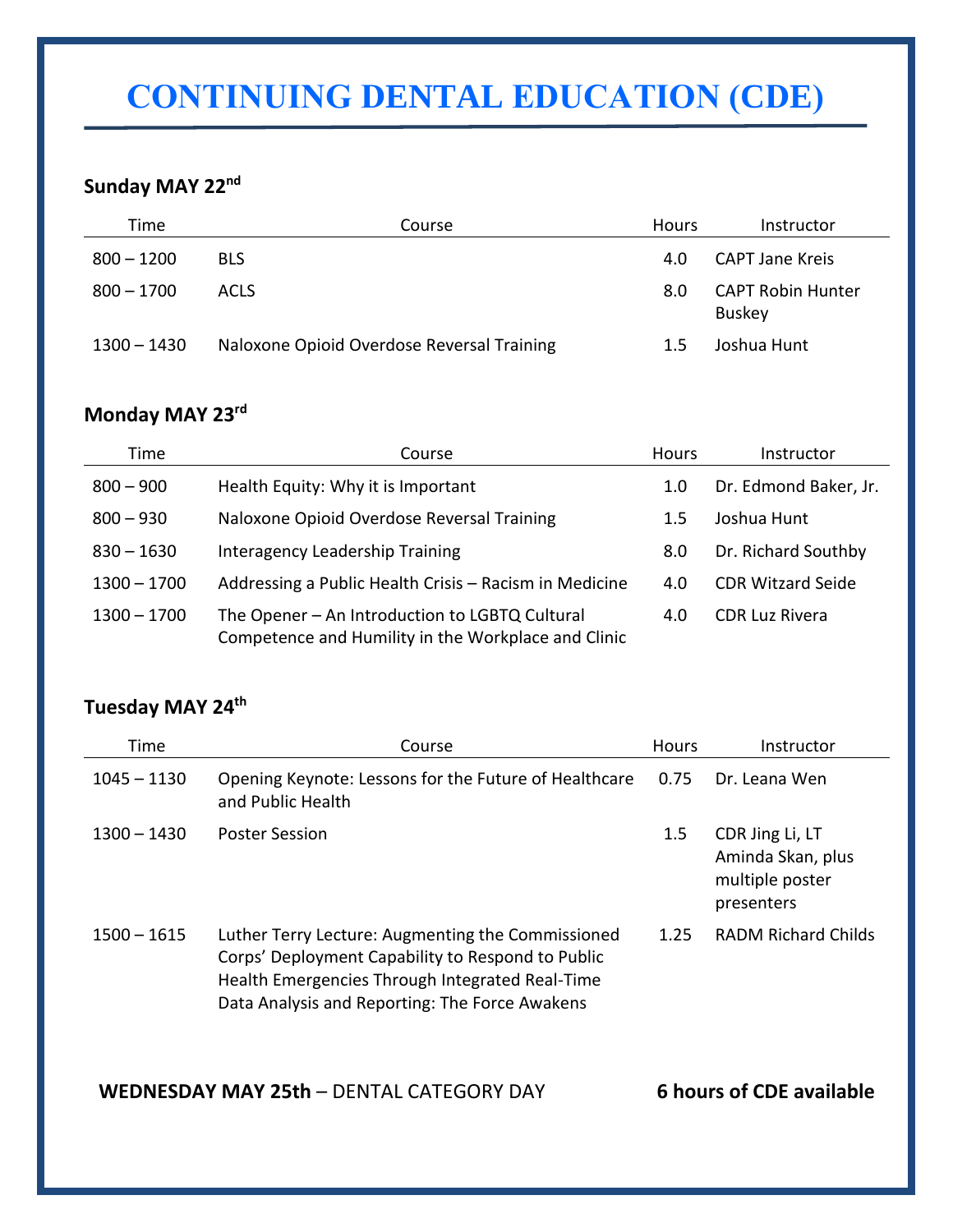# CONTINUING DENTAL EDUCATION (CDE)

### Sunday MAY 22nd

| Time | Course | Hours | Instructor |
|---|---|---|---|
| 800 – 1200 | BLS | 4.0 | CAPT Jane Kreis |
| 800 – 1700 | ACLS | 8.0 | CAPT Robin Hunter Buskey |
| 1300 – 1430 | Naloxone Opioid Overdose Reversal Training | 1.5 | Joshua Hunt |

### Monday MAY 23rd

| Time | Course | Hours | Instructor |
|---|---|---|---|
| 800 – 900 | Health Equity: Why it is Important | 1.0 | Dr. Edmond Baker, Jr. |
| 800 – 930 | Naloxone Opioid Overdose Reversal Training | 1.5 | Joshua Hunt |
| 830 – 1630 | Interagency Leadership Training | 8.0 | Dr. Richard Southby |
| 1300 – 1700 | Addressing a Public Health Crisis – Racism in Medicine | 4.0 | CDR Witzard Seide |
| 1300 – 1700 | The Opener – An Introduction to LGBTQ Cultural Competence and Humility in the Workplace and Clinic | 4.0 | CDR Luz Rivera |

### Tuesday MAY 24th

| Time | Course | Hours | Instructor |
|---|---|---|---|
| 1045 – 1130 | Opening Keynote: Lessons for the Future of Healthcare and Public Health | 0.75 | Dr. Leana Wen |
| 1300 – 1430 | Poster Session | 1.5 | CDR Jing Li, LT Aminda Skan, plus multiple poster presenters |
| 1500 – 1615 | Luther Terry Lecture: Augmenting the Commissioned Corps' Deployment Capability to Respond to Public Health Emergencies Through Integrated Real-Time Data Analysis and Reporting: The Force Awakens | 1.25 | RADM Richard Childs |

**WEDNESDAY MAY 25th** – DENTAL CATEGORY DAY **6 hours of CDE available**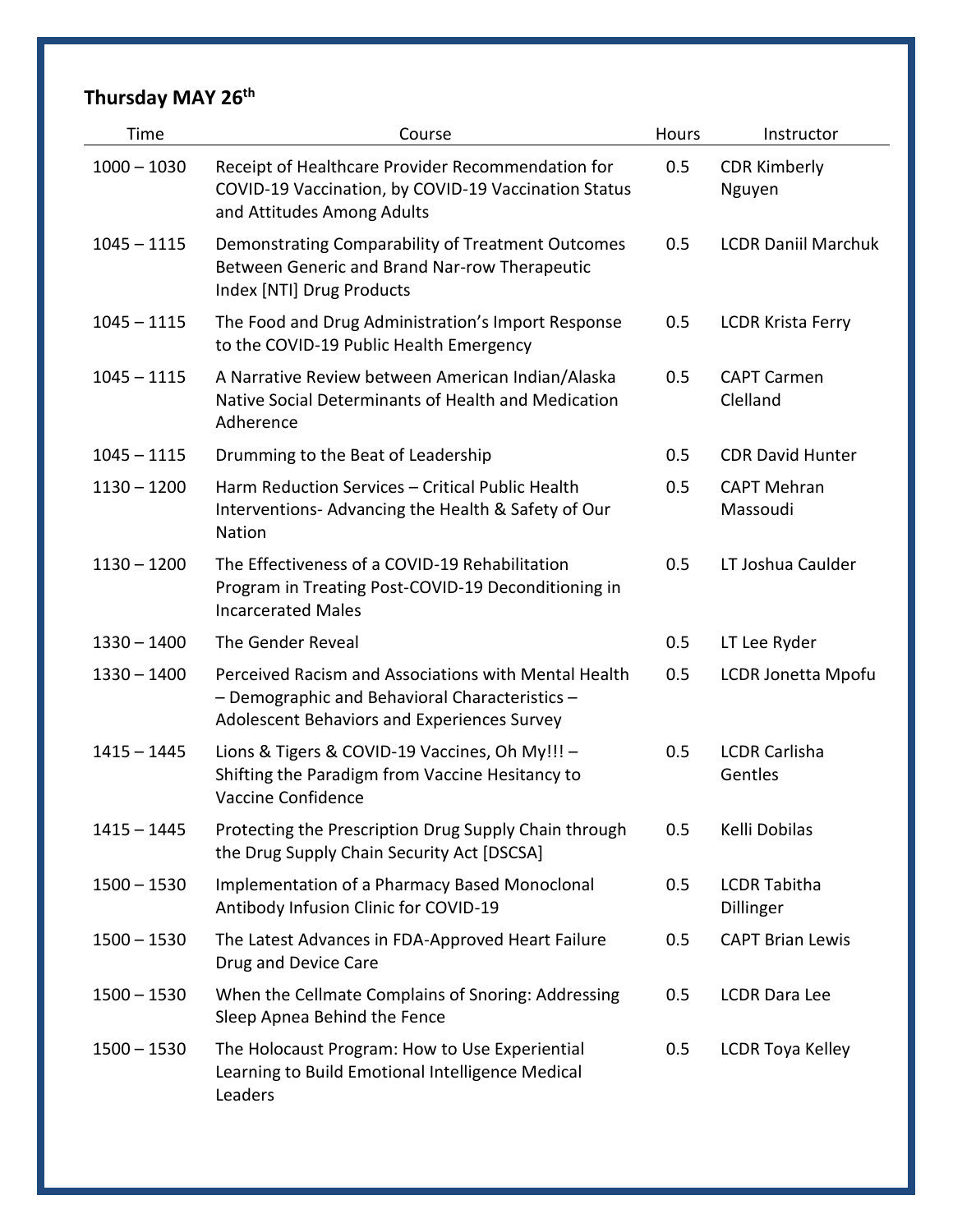**Thursday MAY 26th**

| Time | Course | Hours | Instructor |
|---|---|---|---|
| 1000 – 1030 | Receipt of Healthcare Provider Recommendation for COVID-19 Vaccination, by COVID-19 Vaccination Status and Attitudes Among Adults | 0.5 | CDR Kimberly Nguyen |
| 1045 – 1115 | Demonstrating Comparability of Treatment Outcomes Between Generic and Brand Nar-row Therapeutic Index [NTI] Drug Products | 0.5 | LCDR Daniil Marchuk |
| 1045 – 1115 | The Food and Drug Administration's Import Response to the COVID-19 Public Health Emergency | 0.5 | LCDR Krista Ferry |
| 1045 – 1115 | A Narrative Review between American Indian/Alaska Native Social Determinants of Health and Medication Adherence | 0.5 | CAPT Carmen Clelland |
| 1045 – 1115 | Drumming to the Beat of Leadership | 0.5 | CDR David Hunter |
| 1130 – 1200 | Harm Reduction Services – Critical Public Health Interventions- Advancing the Health & Safety of Our Nation | 0.5 | CAPT Mehran Massoudi |
| 1130 – 1200 | The Effectiveness of a COVID-19 Rehabilitation Program in Treating Post-COVID-19 Deconditioning in Incarcerated Males | 0.5 | LT Joshua Caulder |
| 1330 – 1400 | The Gender Reveal | 0.5 | LT Lee Ryder |
| 1330 – 1400 | Perceived Racism and Associations with Mental Health – Demographic and Behavioral Characteristics – Adolescent Behaviors and Experiences Survey | 0.5 | LCDR Jonetta Mpofu |
| 1415 – 1445 | Lions & Tigers & COVID-19 Vaccines, Oh My!!! – Shifting the Paradigm from Vaccine Hesitancy to Vaccine Confidence | 0.5 | LCDR Carlisha Gentles |
| 1415 – 1445 | Protecting the Prescription Drug Supply Chain through the Drug Supply Chain Security Act [DSCSA] | 0.5 | Kelli Dobilas |
| 1500 – 1530 | Implementation of a Pharmacy Based Monoclonal Antibody Infusion Clinic for COVID-19 | 0.5 | LCDR Tabitha Dillinger |
| 1500 – 1530 | The Latest Advances in FDA-Approved Heart Failure Drug and Device Care | 0.5 | CAPT Brian Lewis |
| 1500 – 1530 | When the Cellmate Complains of Snoring: Addressing Sleep Apnea Behind the Fence | 0.5 | LCDR Dara Lee |
| 1500 – 1530 | The Holocaust Program: How to Use Experiential Learning to Build Emotional Intelligence Medical Leaders | 0.5 | LCDR Toya Kelley |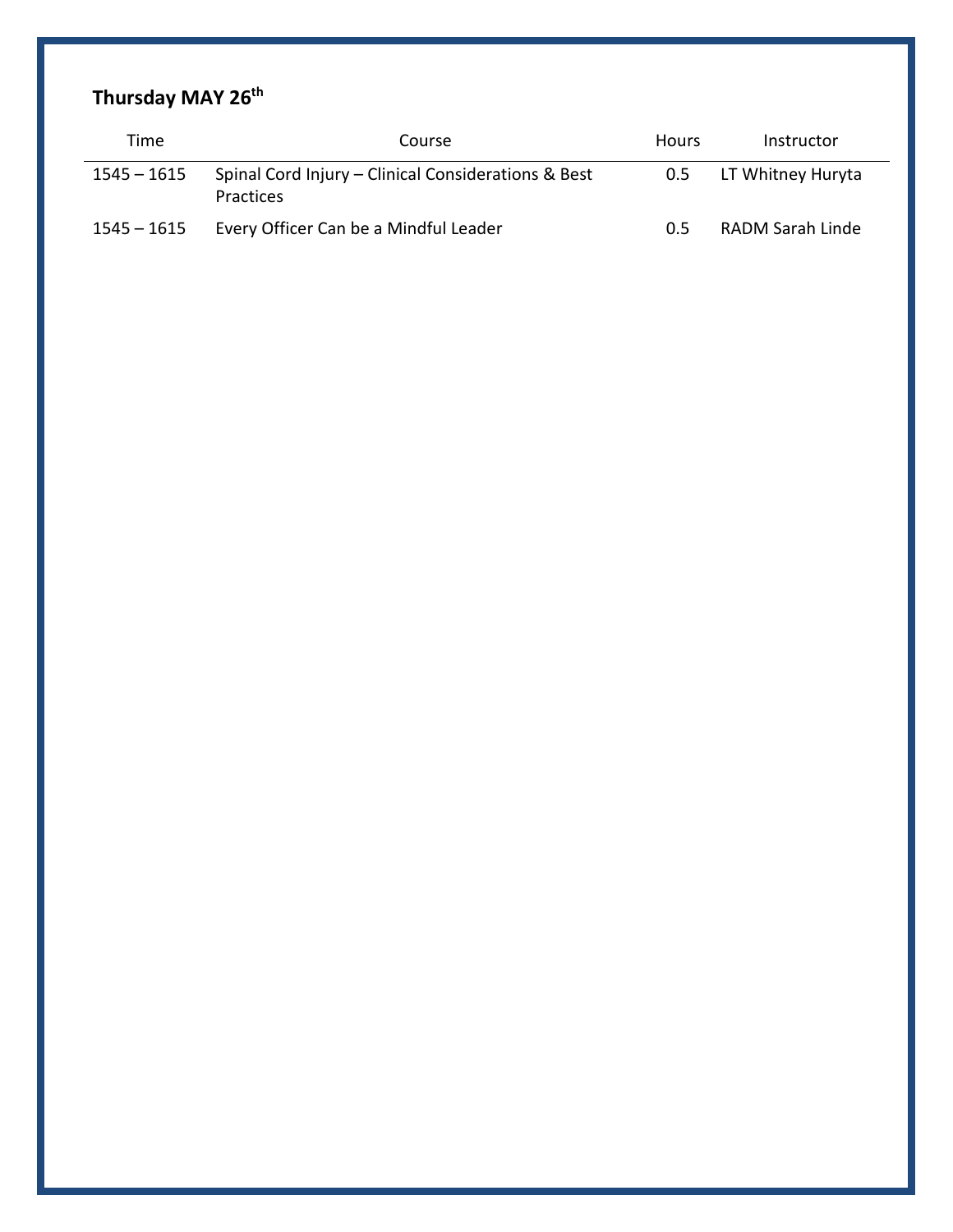**Thursday MAY 26[th]**

| Time | Course | Hours | Instructor |
|---|---|---|---|
| 1545 – 1615 | Spinal Cord Injury – Clinical Considerations & Best Practices | 0.5 | LT Whitney Huryta |
| 1545 – 1615 | Every Officer Can be a Mindful Leader | 0.5 | RADM Sarah Linde |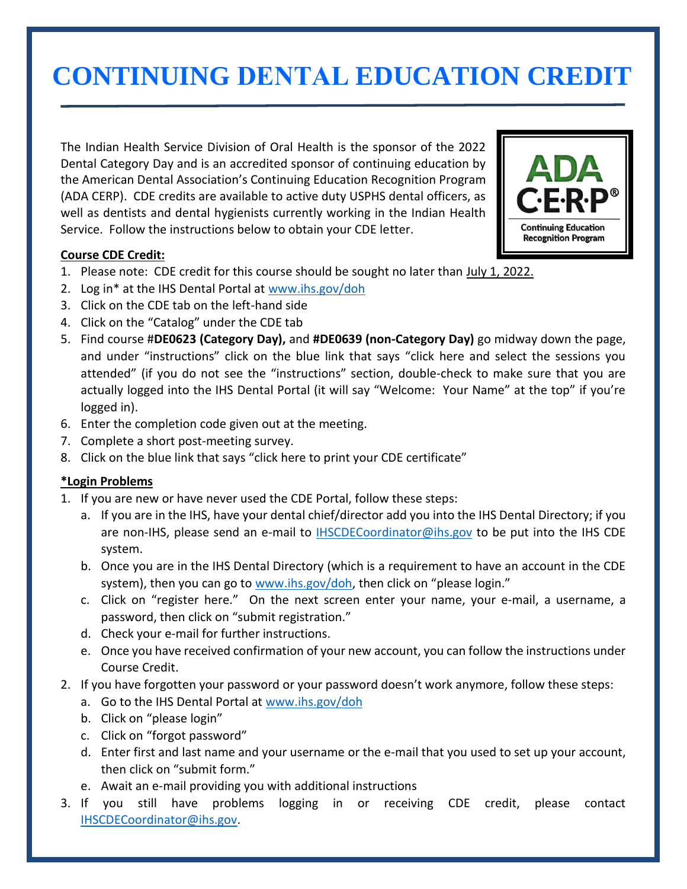# CONTINUING DENTAL EDUCATION CREDIT

The Indian Health Service Division of Oral Health is the sponsor of the 2022 Dental Category Day and is an accredited sponsor of continuing education by the American Dental Association's Continuing Education Recognition Program (ADA CERP). CDE credits are available to active duty USPHS dental officers, as well as dentists and dental hygienists currently working in the Indian Health Service. Follow the instructions below to obtain your CDE letter.

ADA C·E·R·P®
Continuing Education Recognition Program

**Course CDE Credit:**

1. Please note: CDE credit for this course should be sought no later than July 1, 2022.
2. Log in* at the IHS Dental Portal at www.ihs.gov/doh
3. Click on the CDE tab on the left-hand side
4. Click on the "Catalog" under the CDE tab
5. Find course #**DE0623 (Category Day),** and **#DE0639 (non-Category Day)** go midway down the page, and under "instructions" click on the blue link that says "click here and select the sessions you attended" (if you do not see the "instructions" section, double-check to make sure that you are actually logged into the IHS Dental Portal (it will say "Welcome: Your Name" at the top" if you're logged in).
6. Enter the completion code given out at the meeting.
7. Complete a short post-meeting survey.
8. Click on the blue link that says "click here to print your CDE certificate"

**\*Login Problems**

1. If you are new or have never used the CDE Portal, follow these steps:
   a. If you are in the IHS, have your dental chief/director add you into the IHS Dental Directory; if you are non-IHS, please send an e-mail to IHSCDECoordinator@ihs.gov to be put into the IHS CDE system.
   b. Once you are in the IHS Dental Directory (which is a requirement to have an account in the CDE system), then you can go to www.ihs.gov/doh, then click on "please login."
   c. Click on "register here." On the next screen enter your name, your e-mail, a username, a password, then click on "submit registration."
   d. Check your e-mail for further instructions.
   e. Once you have received confirmation of your new account, you can follow the instructions under Course Credit.
2. If you have forgotten your password or your password doesn't work anymore, follow these steps:
   a. Go to the IHS Dental Portal at www.ihs.gov/doh
   b. Click on "please login"
   c. Click on "forgot password"
   d. Enter first and last name and your username or the e-mail that you used to set up your account, then click on "submit form."
   e. Await an e-mail providing you with additional instructions
3. If you still have problems logging in or receiving CDE credit, please contact IHSCDECoordinator@ihs.gov.